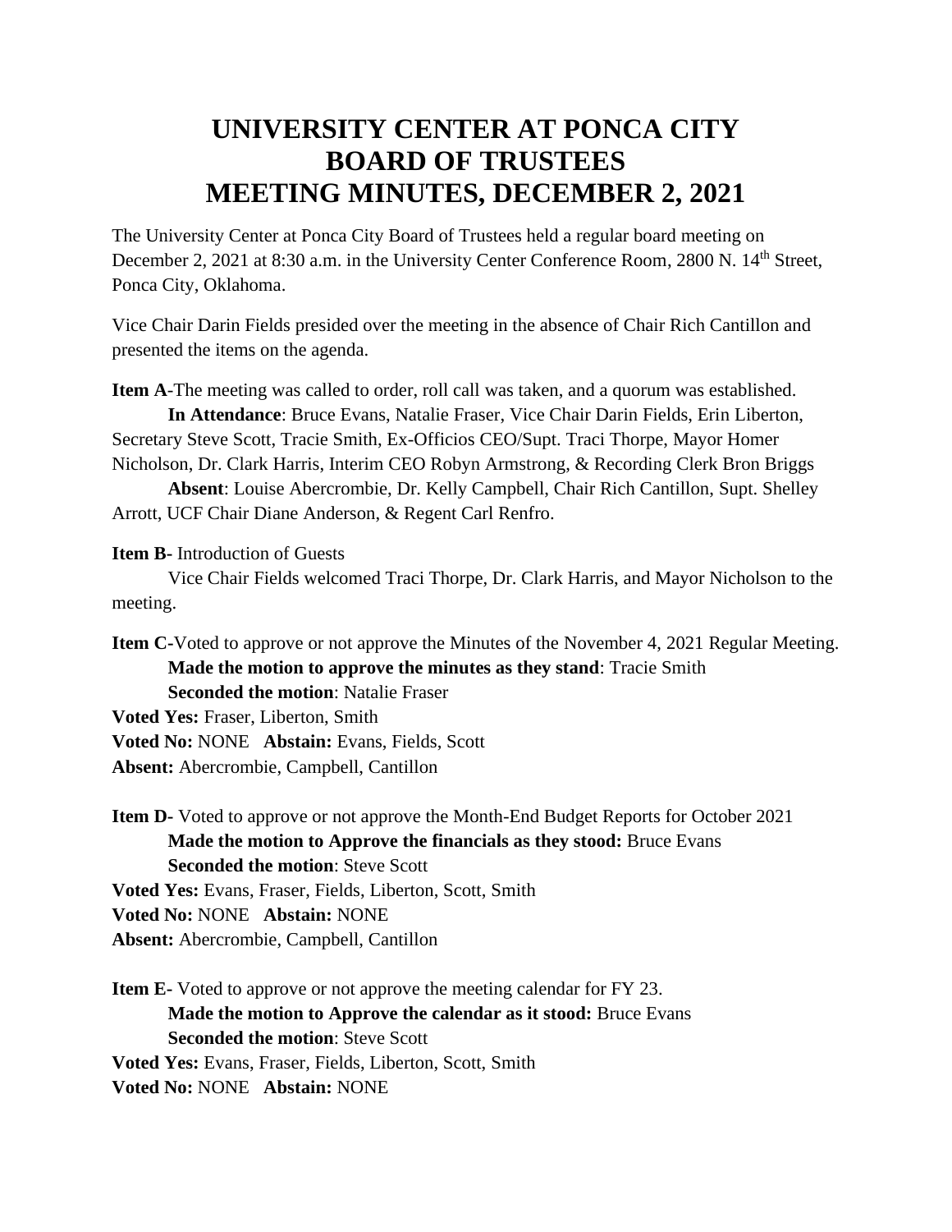# UNIVERSITY CENTER AT PONCA CITY BOARD OF TRUSTEES MEETING MINUTES, DECEMBER 2, 2021

The University Center at Ponca City Board of Trustees held a regular board meeting on December 2, 2021 at 8:30 a.m. in the University Center Conference Room, 2800 N. 14th Street, Ponca City, Oklahoma.

Vice Chair Darin Fields presided over the meeting in the absence of Chair Rich Cantillon and presented the items on the agenda.

**Item A**-The meeting was called to order, roll call was taken, and a quorum was established.

**In Attendance**: Bruce Evans, Natalie Fraser, Vice Chair Darin Fields, Erin Liberton, Secretary Steve Scott, Tracie Smith, Ex-Officios CEO/Supt. Traci Thorpe, Mayor Homer Nicholson, Dr. Clark Harris, Interim CEO Robyn Armstrong, & Recording Clerk Bron Briggs

**Absent**: Louise Abercrombie, Dr. Kelly Campbell, Chair Rich Cantillon, Supt. Shelley Arrott, UCF Chair Diane Anderson, & Regent Carl Renfro.

**Item B**- Introduction of Guests

Vice Chair Fields welcomed Traci Thorpe, Dr. Clark Harris, and Mayor Nicholson to the meeting.

**Item C-**Voted to approve or not approve the Minutes of the November 4, 2021 Regular Meeting.

**Made the motion to approve the minutes as they stand**: Tracie Smith

**Seconded the motion**: Natalie Fraser

**Voted Yes:** Fraser, Liberton, Smith

**Voted No:** NONE **Abstain:** Evans, Fields, Scott

**Absent:** Abercrombie, Campbell, Cantillon

**Item D-** Voted to approve or not approve the Month-End Budget Reports for October 2021

**Made the motion to Approve the financials as they stood:** Bruce Evans

**Seconded the motion**: Steve Scott

**Voted Yes:** Evans, Fraser, Fields, Liberton, Scott, Smith

**Voted No:** NONE **Abstain:** NONE

**Absent:** Abercrombie, Campbell, Cantillon

**Item E-** Voted to approve or not approve the meeting calendar for FY 23.

**Made the motion to Approve the calendar as it stood:** Bruce Evans

**Seconded the motion**: Steve Scott

**Voted Yes:** Evans, Fraser, Fields, Liberton, Scott, Smith

**Voted No:** NONE **Abstain:** NONE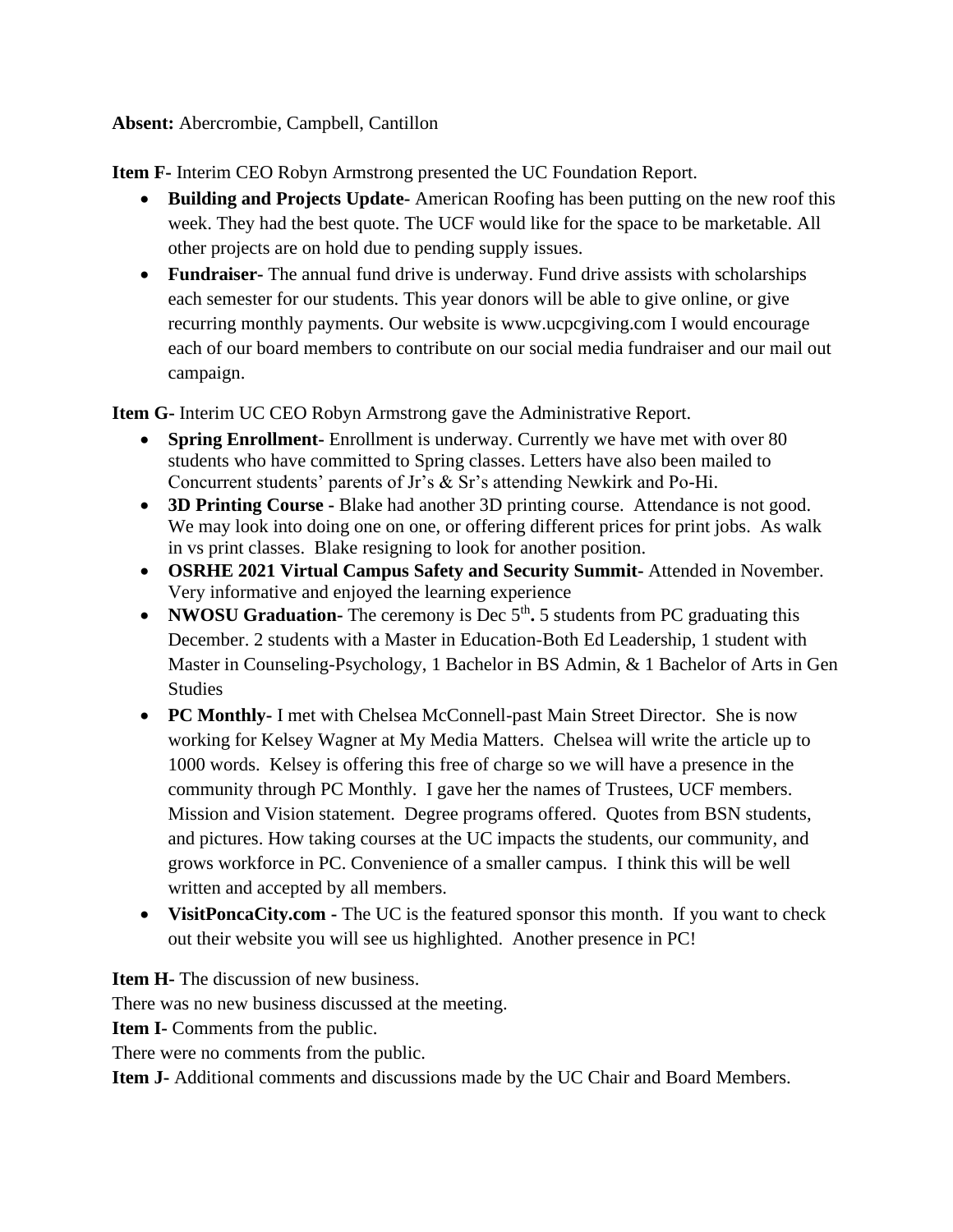**Absent:** Abercrombie, Campbell, Cantillon

**Item F-** Interim CEO Robyn Armstrong presented the UC Foundation Report.

- **Building and Projects Update-** American Roofing has been putting on the new roof this week. They had the best quote. The UCF would like for the space to be marketable. All other projects are on hold due to pending supply issues.
- **Fundraiser-** The annual fund drive is underway. Fund drive assists with scholarships each semester for our students. This year donors will be able to give online, or give recurring monthly payments. Our website is www.ucpcgiving.com I would encourage each of our board members to contribute on our social media fundraiser and our mail out campaign.

**Item G-** Interim UC CEO Robyn Armstrong gave the Administrative Report.

- **Spring Enrollment-** Enrollment is underway. Currently we have met with over 80 students who have committed to Spring classes. Letters have also been mailed to Concurrent students' parents of Jr's & Sr's attending Newkirk and Po-Hi.
- **3D Printing Course -** Blake had another 3D printing course. Attendance is not good. We may look into doing one on one, or offering different prices for print jobs. As walk in vs print classes. Blake resigning to look for another position.
- **OSRHE 2021 Virtual Campus Safety and Security Summit-** Attended in November. Very informative and enjoyed the learning experience
- **NWOSU Graduation-** The ceremony is Dec 5th**.** 5 students from PC graduating this December. 2 students with a Master in Education-Both Ed Leadership, 1 student with Master in Counseling-Psychology, 1 Bachelor in BS Admin, & 1 Bachelor of Arts in Gen Studies
- **PC Monthly-** I met with Chelsea McConnell-past Main Street Director. She is now working for Kelsey Wagner at My Media Matters. Chelsea will write the article up to 1000 words. Kelsey is offering this free of charge so we will have a presence in the community through PC Monthly. I gave her the names of Trustees, UCF members. Mission and Vision statement. Degree programs offered. Quotes from BSN students, and pictures. How taking courses at the UC impacts the students, our community, and grows workforce in PC. Convenience of a smaller campus. I think this will be well written and accepted by all members.
- **VisitPoncaCity.com -** The UC is the featured sponsor this month. If you want to check out their website you will see us highlighted. Another presence in PC!

**Item H-** The discussion of new business.

There was no new business discussed at the meeting.

**Item I-** Comments from the public.

There were no comments from the public.

**Item J-** Additional comments and discussions made by the UC Chair and Board Members.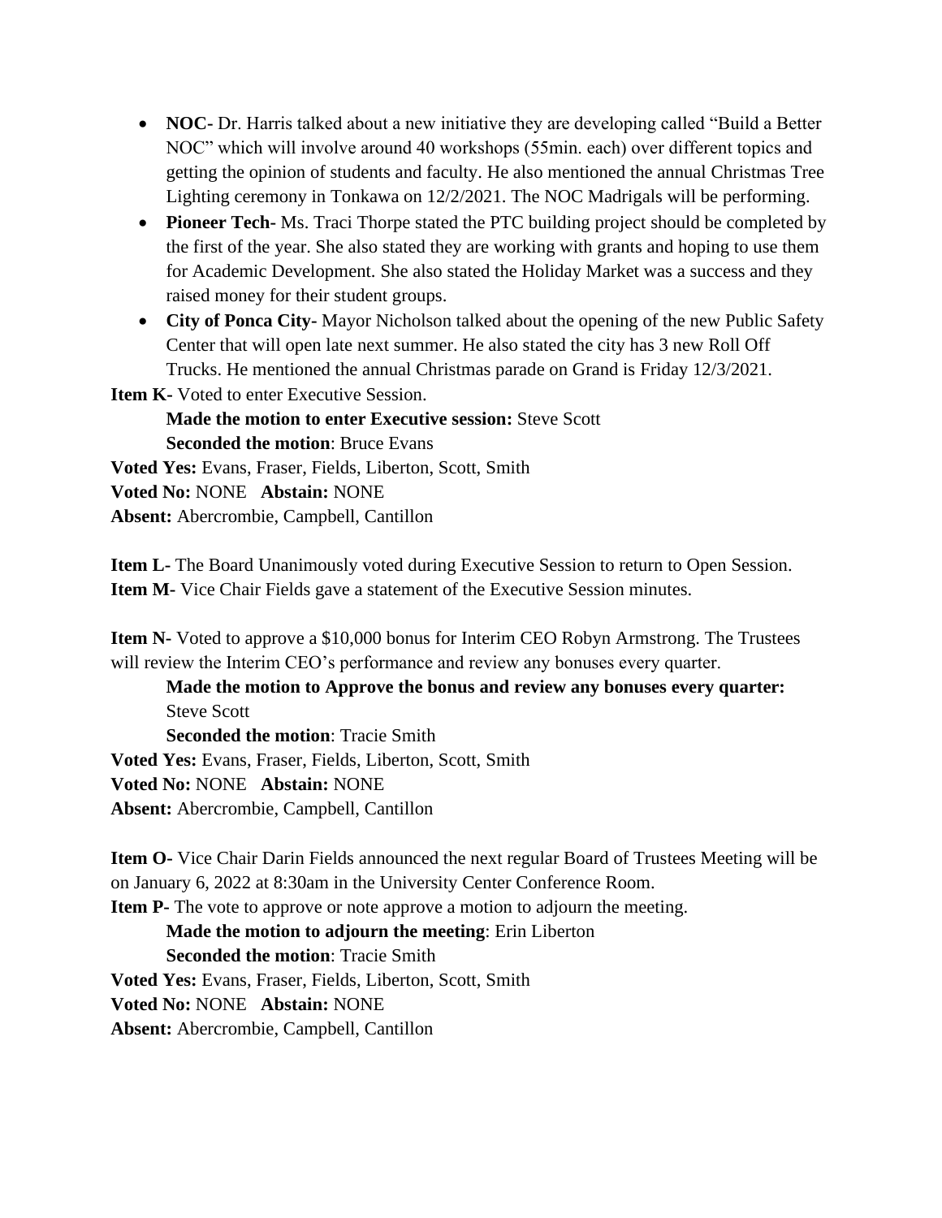- **NOC-** Dr. Harris talked about a new initiative they are developing called "Build a Better NOC" which will involve around 40 workshops (55min. each) over different topics and getting the opinion of students and faculty. He also mentioned the annual Christmas Tree Lighting ceremony in Tonkawa on 12/2/2021. The NOC Madrigals will be performing.
- **Pioneer Tech-** Ms. Traci Thorpe stated the PTC building project should be completed by the first of the year. She also stated they are working with grants and hoping to use them for Academic Development. She also stated the Holiday Market was a success and they raised money for their student groups.
- **City of Ponca City-** Mayor Nicholson talked about the opening of the new Public Safety Center that will open late next summer. He also stated the city has 3 new Roll Off Trucks. He mentioned the annual Christmas parade on Grand is Friday 12/3/2021.

**Item K-** Voted to enter Executive Session.

**Made the motion to enter Executive session:** Steve Scott
**Seconded the motion**: Bruce Evans

**Voted Yes:** Evans, Fraser, Fields, Liberton, Scott, Smith
**Voted No:** NONE **Abstain:** NONE
**Absent:** Abercrombie, Campbell, Cantillon

**Item L-** The Board Unanimously voted during Executive Session to return to Open Session.
**Item M-** Vice Chair Fields gave a statement of the Executive Session minutes.

**Item N-** Voted to approve a $10,000 bonus for Interim CEO Robyn Armstrong. The Trustees will review the Interim CEO's performance and review any bonuses every quarter.

**Made the motion to Approve the bonus and review any bonuses every quarter:** Steve Scott
**Seconded the motion**: Tracie Smith

**Voted Yes:** Evans, Fraser, Fields, Liberton, Scott, Smith
**Voted No:** NONE **Abstain:** NONE
**Absent:** Abercrombie, Campbell, Cantillon

**Item O-** Vice Chair Darin Fields announced the next regular Board of Trustees Meeting will be on January 6, 2022 at 8:30am in the University Center Conference Room.
**Item P-** The vote to approve or note approve a motion to adjourn the meeting.

**Made the motion to adjourn the meeting**: Erin Liberton
**Seconded the motion**: Tracie Smith

**Voted Yes:** Evans, Fraser, Fields, Liberton, Scott, Smith
**Voted No:** NONE **Abstain:** NONE
**Absent:** Abercrombie, Campbell, Cantillon